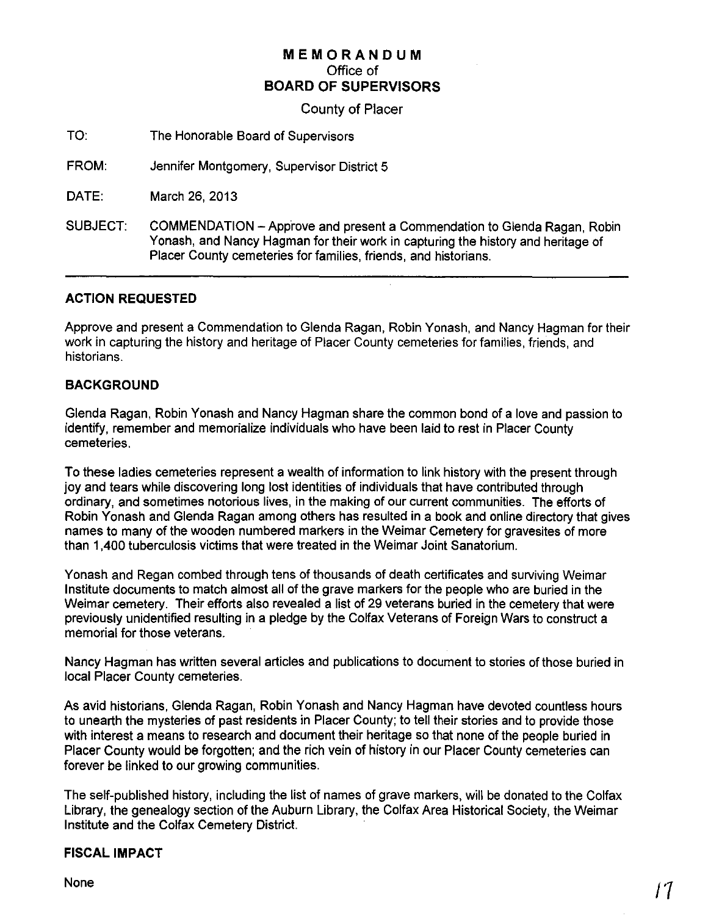# MEMORANDUM
## Office of
## BOARD OF SUPERVISORS

County of Placer

TO: The Honorable Board of Supervisors

FROM: Jennifer Montgomery, Supervisor District 5

DATE: March 26, 2013

SUBJECT: COMMENDATION – Approve and present a Commendation to Glenda Ragan, Robin Yonash, and Nancy Hagman for their work in capturing the history and heritage of Placer County cemeteries for families, friends, and historians.

---

## ACTION REQUESTED

Approve and present a Commendation to Glenda Ragan, Robin Yonash, and Nancy Hagman for their work in capturing the history and heritage of Placer County cemeteries for families, friends, and historians.

## BACKGROUND

Glenda Ragan, Robin Yonash and Nancy Hagman share the common bond of a love and passion to identify, remember and memorialize individuals who have been laid to rest in Placer County cemeteries.

To these ladies cemeteries represent a wealth of information to link history with the present through joy and tears while discovering long lost identities of individuals that have contributed through ordinary, and sometimes notorious lives, in the making of our current communities. The efforts of Robin Yonash and Glenda Ragan among others has resulted in a book and online directory that gives names to many of the wooden numbered markers in the Weimar Cemetery for gravesites of more than 1,400 tuberculosis victims that were treated in the Weimar Joint Sanatorium.

Yonash and Regan combed through tens of thousands of death certificates and surviving Weimar Institute documents to match almost all of the grave markers for the people who are buried in the Weimar cemetery. Their efforts also revealed a list of 29 veterans buried in the cemetery that were previously unidentified resulting in a pledge by the Colfax Veterans of Foreign Wars to construct a memorial for those veterans.

Nancy Hagman has written several articles and publications to document to stories of those buried in local Placer County cemeteries.

As avid historians, Glenda Ragan, Robin Yonash and Nancy Hagman have devoted countless hours to unearth the mysteries of past residents in Placer County; to tell their stories and to provide those with interest a means to research and document their heritage so that none of the people buried in Placer County would be forgotten; and the rich vein of history in our Placer County cemeteries can forever be linked to our growing communities.

The self-published history, including the list of names of grave markers, will be donated to the Colfax Library, the genealogy section of the Auburn Library, the Colfax Area Historical Society, the Weimar Institute and the Colfax Cemetery District.

## FISCAL IMPACT

None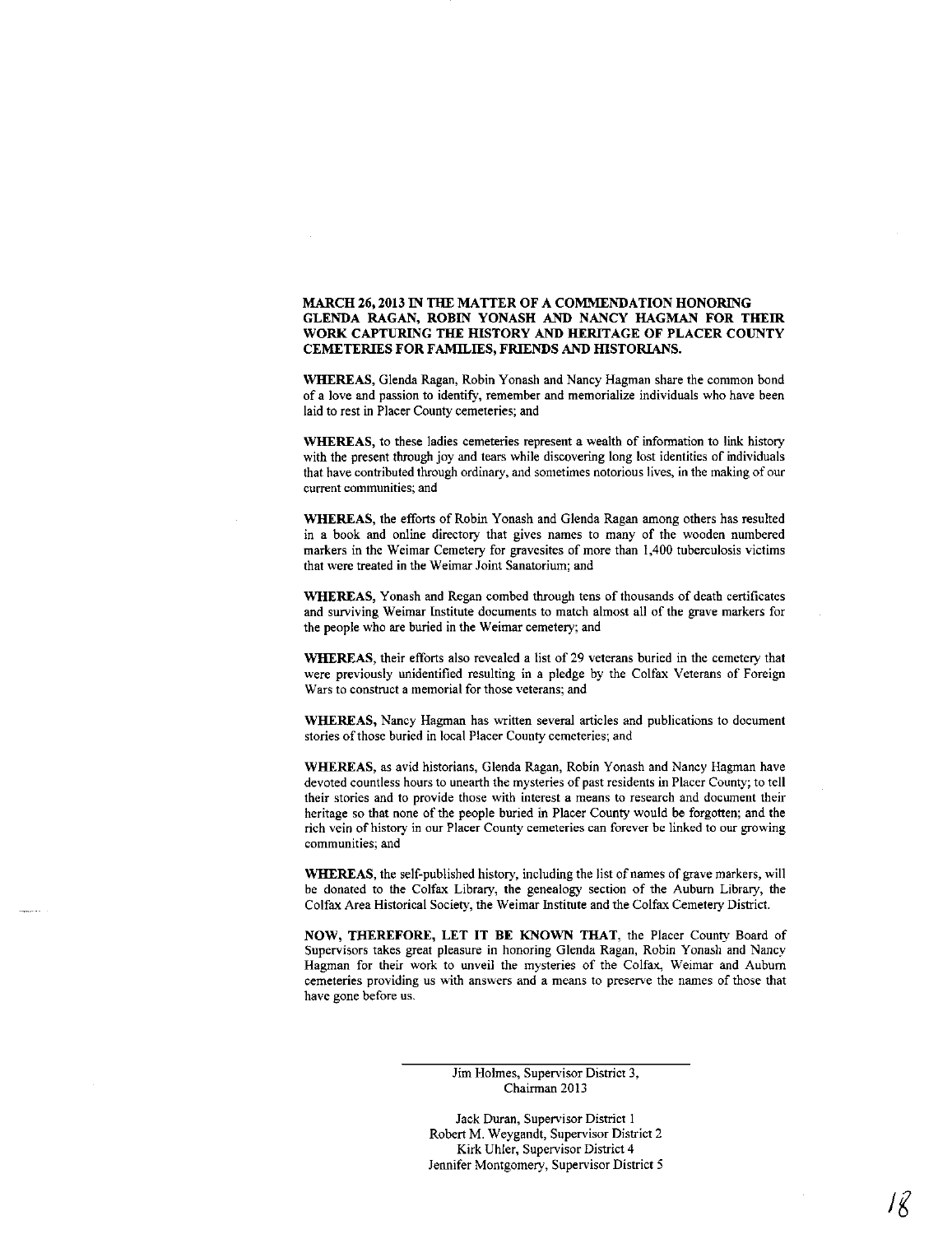**MARCH 26, 2013 IN THE MATTER OF A COMMENDATION HONORING GLENDA RAGAN, ROBIN YONASH AND NANCY HAGMAN FOR THEIR WORK CAPTURING THE HISTORY AND HERITAGE OF PLACER COUNTY CEMETERIES FOR FAMILIES, FRIENDS AND HISTORIANS.**

**WHEREAS,** Glenda Ragan, Robin Yonash and Nancy Hagman share the common bond of a love and passion to identify, remember and memorialize individuals who have been laid to rest in Placer County cemeteries; and

**WHEREAS,** to these ladies cemeteries represent a wealth of information to link history with the present through joy and tears while discovering long lost identities of individuals that have contributed through ordinary, and sometimes notorious lives, in the making of our current communities; and

**WHEREAS,** the efforts of Robin Yonash and Glenda Ragan among others has resulted in a book and online directory that gives names to many of the wooden numbered markers in the Weimar Cemetery for gravesites of more than 1,400 tuberculosis victims that were treated in the Weimar Joint Sanatorium; and

**WHEREAS,** Yonash and Regan combed through tens of thousands of death certificates and surviving Weimar Institute documents to match almost all of the grave markers for the people who are buried in the Weimar cemetery; and

**WHEREAS,** their efforts also revealed a list of 29 veterans buried in the cemetery that were previously unidentified resulting in a pledge by the Colfax Veterans of Foreign Wars to construct a memorial for those veterans; and

**WHEREAS,** Nancy Hagman has written several articles and publications to document stories of those buried in local Placer County cemeteries; and

**WHEREAS,** as avid historians, Glenda Ragan, Robin Yonash and Nancy Hagman have devoted countless hours to unearth the mysteries of past residents in Placer County; to tell their stories and to provide those with interest a means to research and document their heritage so that none of the people buried in Placer County would be forgotten; and the rich vein of history in our Placer County cemeteries can forever be linked to our growing communities; and

**WHEREAS,** the self-published history, including the list of names of grave markers, will be donated to the Colfax Library, the genealogy section of the Auburn Library, the Colfax Area Historical Society, the Weimar Institute and the Colfax Cemetery District.

**NOW, THEREFORE, LET IT BE KNOWN THAT,** the Placer County Board of Supervisors takes great pleasure in honoring Glenda Ragan, Robin Yonash and Nancy Hagman for their work to unveil the mysteries of the Colfax, Weimar and Auburn cemeteries providing us with answers and a means to preserve the names of those that have gone before us.

Jim Holmes, Supervisor District 3,
Chairman 2013

Jack Duran, Supervisor District 1
Robert M. Weygandt, Supervisor District 2
Kirk Uhler, Supervisor District 4
Jennifer Montgomery, Supervisor District 5